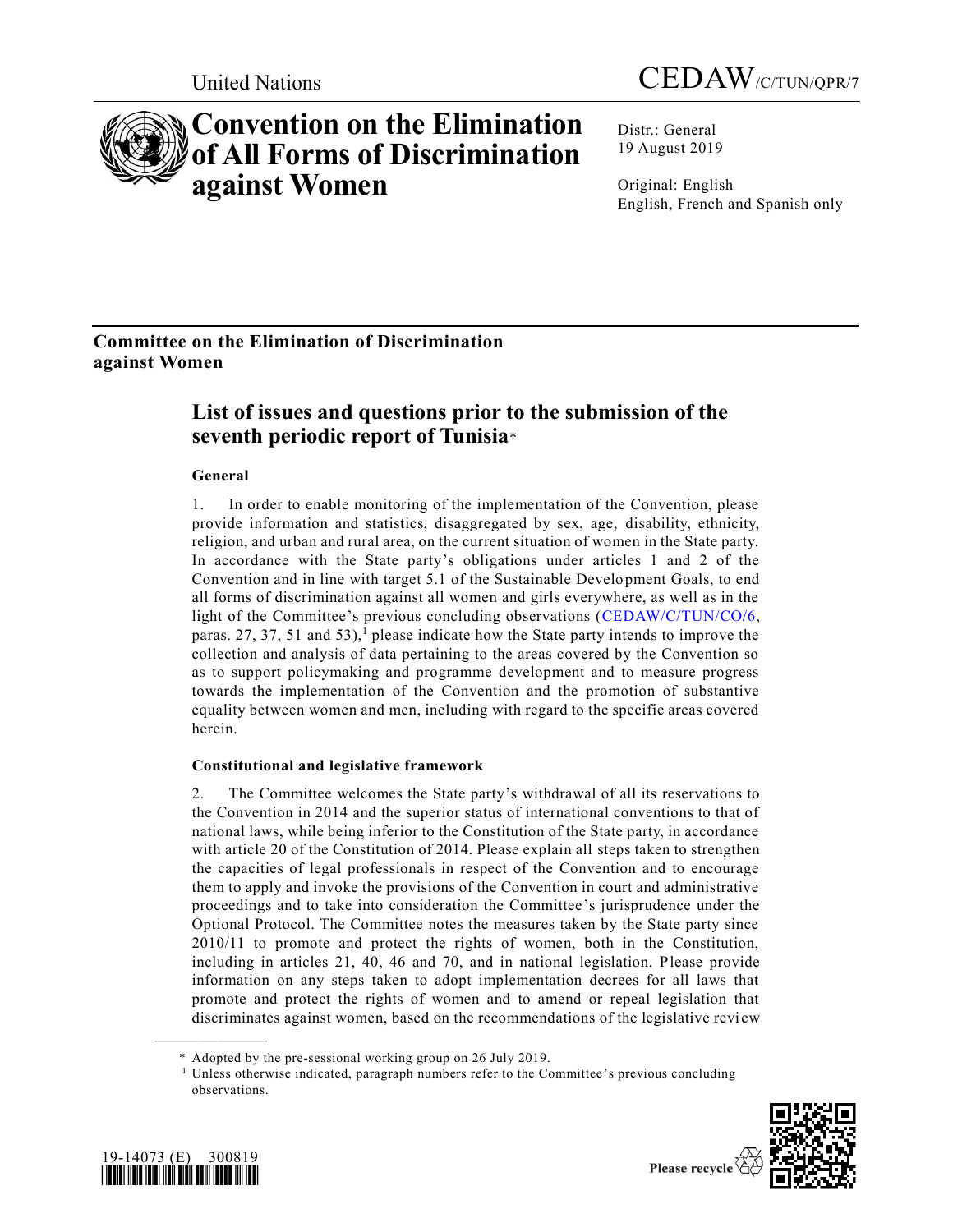United Nations

CEDAW/C/TUN/QPR/7

# Convention on the Elimination of All Forms of Discrimination against Women

Distr.: General
19 August 2019

Original: English
English, French and Spanish only

**Committee on the Elimination of Discrimination against Women**

## List of issues and questions prior to the submission of the seventh periodic report of Tunisia*

### General

1. In order to enable monitoring of the implementation of the Convention, please provide information and statistics, disaggregated by sex, age, disability, ethnicity, religion, and urban and rural area, on the current situation of women in the State party. In accordance with the State party's obligations under articles 1 and 2 of the Convention and in line with target 5.1 of the Sustainable Development Goals, to end all forms of discrimination against all women and girls everywhere, as well as in the light of the Committee's previous concluding observations (CEDAW/C/TUN/CO/6, paras. 27, 37, 51 and 53),[1] please indicate how the State party intends to improve the collection and analysis of data pertaining to the areas covered by the Convention so as to support policymaking and programme development and to measure progress towards the implementation of the Convention and the promotion of substantive equality between women and men, including with regard to the specific areas covered herein.

### Constitutional and legislative framework

2. The Committee welcomes the State party's withdrawal of all its reservations to the Convention in 2014 and the superior status of international conventions to that of national laws, while being inferior to the Constitution of the State party, in accordance with article 20 of the Constitution of 2014. Please explain all steps taken to strengthen the capacities of legal professionals in respect of the Convention and to encourage them to apply and invoke the provisions of the Convention in court and administrative proceedings and to take into consideration the Committee's jurisprudence under the Optional Protocol. The Committee notes the measures taken by the State party since 2010/11 to promote and protect the rights of women, both in the Constitution, including in articles 21, 40, 46 and 70, and in national legislation. Please provide information on any steps taken to adopt implementation decrees for all laws that promote and protect the rights of women and to amend or repeal legislation that discriminates against women, based on the recommendations of the legislative review

---

\* Adopted by the pre-sessional working group on 26 July 2019.

[1] Unless otherwise indicated, paragraph numbers refer to the Committee's previous concluding observations.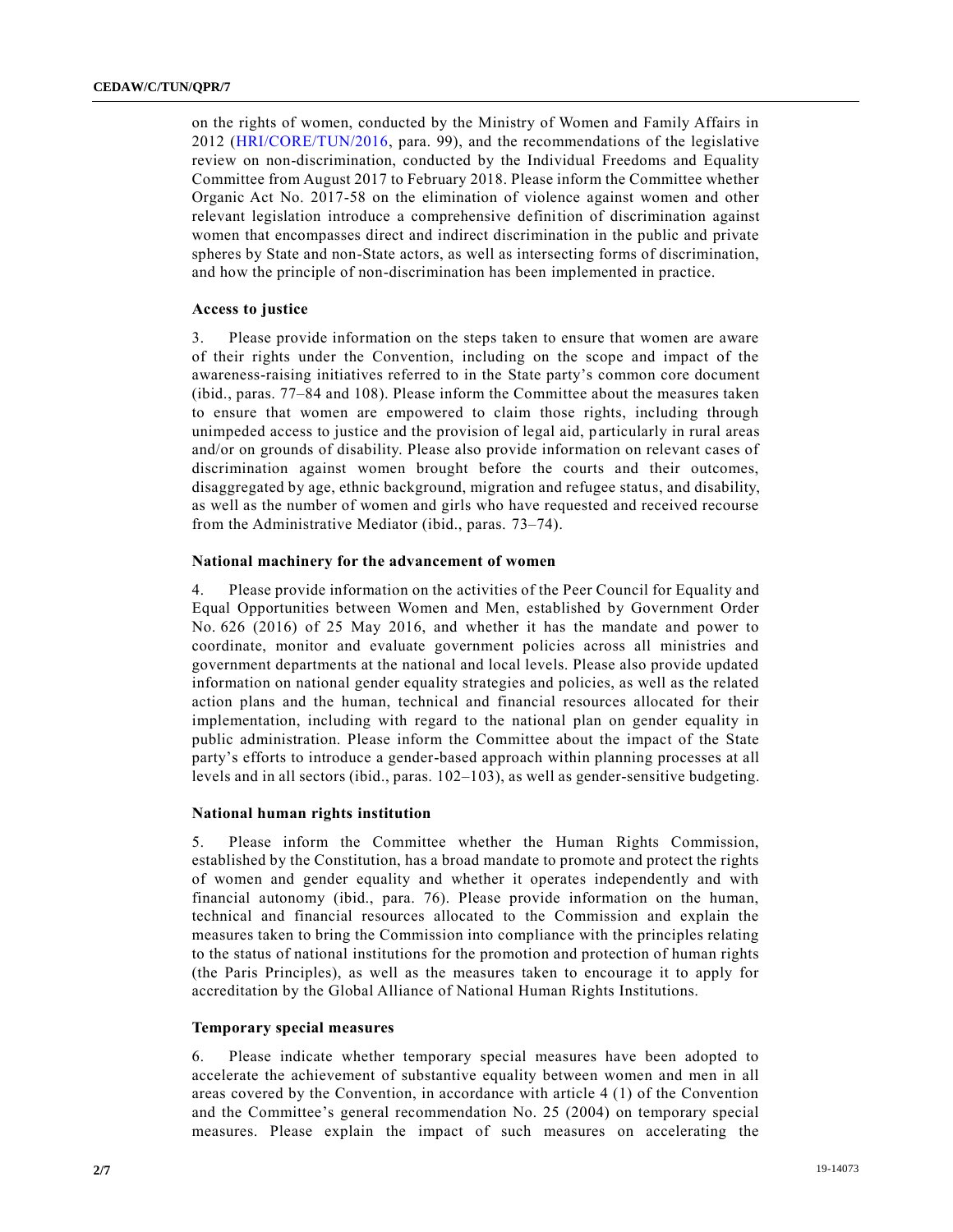on the rights of women, conducted by the Ministry of Women and Family Affairs in 2012 (HRI/CORE/TUN/2016, para. 99), and the recommendations of the legislative review on non-discrimination, conducted by the Individual Freedoms and Equality Committee from August 2017 to February 2018. Please inform the Committee whether Organic Act No. 2017-58 on the elimination of violence against women and other relevant legislation introduce a comprehensive definition of discrimination against women that encompasses direct and indirect discrimination in the public and private spheres by State and non-State actors, as well as intersecting forms of discrimination, and how the principle of non-discrimination has been implemented in practice.

### Access to justice

3. Please provide information on the steps taken to ensure that women are aware of their rights under the Convention, including on the scope and impact of the awareness-raising initiatives referred to in the State party's common core document (ibid., paras. 77–84 and 108). Please inform the Committee about the measures taken to ensure that women are empowered to claim those rights, including through unimpeded access to justice and the provision of legal aid, particularly in rural areas and/or on grounds of disability. Please also provide information on relevant cases of discrimination against women brought before the courts and their outcomes, disaggregated by age, ethnic background, migration and refugee status, and disability, as well as the number of women and girls who have requested and received recourse from the Administrative Mediator (ibid., paras. 73–74).

### National machinery for the advancement of women

4. Please provide information on the activities of the Peer Council for Equality and Equal Opportunities between Women and Men, established by Government Order No. 626 (2016) of 25 May 2016, and whether it has the mandate and power to coordinate, monitor and evaluate government policies across all ministries and government departments at the national and local levels. Please also provide updated information on national gender equality strategies and policies, as well as the related action plans and the human, technical and financial resources allocated for their implementation, including with regard to the national plan on gender equality in public administration. Please inform the Committee about the impact of the State party's efforts to introduce a gender-based approach within planning processes at all levels and in all sectors (ibid., paras. 102–103), as well as gender-sensitive budgeting.

### National human rights institution

5. Please inform the Committee whether the Human Rights Commission, established by the Constitution, has a broad mandate to promote and protect the rights of women and gender equality and whether it operates independently and with financial autonomy (ibid., para. 76). Please provide information on the human, technical and financial resources allocated to the Commission and explain the measures taken to bring the Commission into compliance with the principles relating to the status of national institutions for the promotion and protection of human rights (the Paris Principles), as well as the measures taken to encourage it to apply for accreditation by the Global Alliance of National Human Rights Institutions.

### Temporary special measures

6. Please indicate whether temporary special measures have been adopted to accelerate the achievement of substantive equality between women and men in all areas covered by the Convention, in accordance with article 4 (1) of the Convention and the Committee's general recommendation No. 25 (2004) on temporary special measures. Please explain the impact of such measures on accelerating the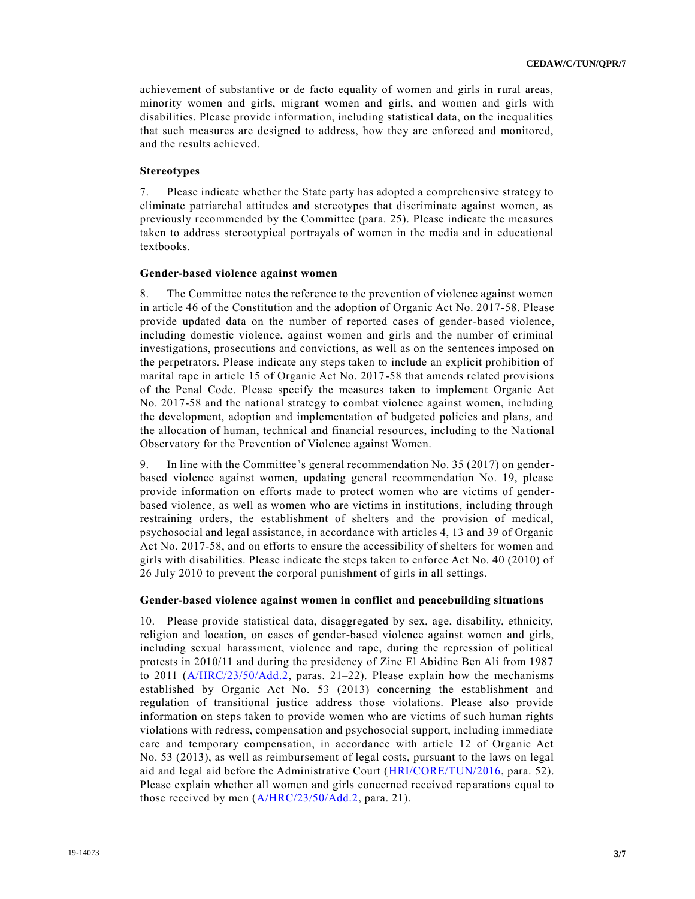achievement of substantive or de facto equality of women and girls in rural areas, minority women and girls, migrant women and girls, and women and girls with disabilities. Please provide information, including statistical data, on the inequalities that such measures are designed to address, how they are enforced and monitored, and the results achieved.

### Stereotypes

7. Please indicate whether the State party has adopted a comprehensive strategy to eliminate patriarchal attitudes and stereotypes that discriminate against women, as previously recommended by the Committee (para. 25). Please indicate the measures taken to address stereotypical portrayals of women in the media and in educational textbooks.

### Gender-based violence against women

8. The Committee notes the reference to the prevention of violence against women in article 46 of the Constitution and the adoption of Organic Act No. 2017-58. Please provide updated data on the number of reported cases of gender-based violence, including domestic violence, against women and girls and the number of criminal investigations, prosecutions and convictions, as well as on the sentences imposed on the perpetrators. Please indicate any steps taken to include an explicit prohibition of marital rape in article 15 of Organic Act No. 2017-58 that amends related provisions of the Penal Code. Please specify the measures taken to implement Organic Act No. 2017-58 and the national strategy to combat violence against women, including the development, adoption and implementation of budgeted policies and plans, and the allocation of human, technical and financial resources, including to the National Observatory for the Prevention of Violence against Women.

9. In line with the Committee's general recommendation No. 35 (2017) on gender-based violence against women, updating general recommendation No. 19, please provide information on efforts made to protect women who are victims of gender-based violence, as well as women who are victims in institutions, including through restraining orders, the establishment of shelters and the provision of medical, psychosocial and legal assistance, in accordance with articles 4, 13 and 39 of Organic Act No. 2017-58, and on efforts to ensure the accessibility of shelters for women and girls with disabilities. Please indicate the steps taken to enforce Act No. 40 (2010) of 26 July 2010 to prevent the corporal punishment of girls in all settings.

### Gender-based violence against women in conflict and peacebuilding situations

10. Please provide statistical data, disaggregated by sex, age, disability, ethnicity, religion and location, on cases of gender-based violence against women and girls, including sexual harassment, violence and rape, during the repression of political protests in 2010/11 and during the presidency of Zine El Abidine Ben Ali from 1987 to 2011 (A/HRC/23/50/Add.2, paras. 21–22). Please explain how the mechanisms established by Organic Act No. 53 (2013) concerning the establishment and regulation of transitional justice address those violations. Please also provide information on steps taken to provide women who are victims of such human rights violations with redress, compensation and psychosocial support, including immediate care and temporary compensation, in accordance with article 12 of Organic Act No. 53 (2013), as well as reimbursement of legal costs, pursuant to the laws on legal aid and legal aid before the Administrative Court (HRI/CORE/TUN/2016, para. 52). Please explain whether all women and girls concerned received reparations equal to those received by men (A/HRC/23/50/Add.2, para. 21).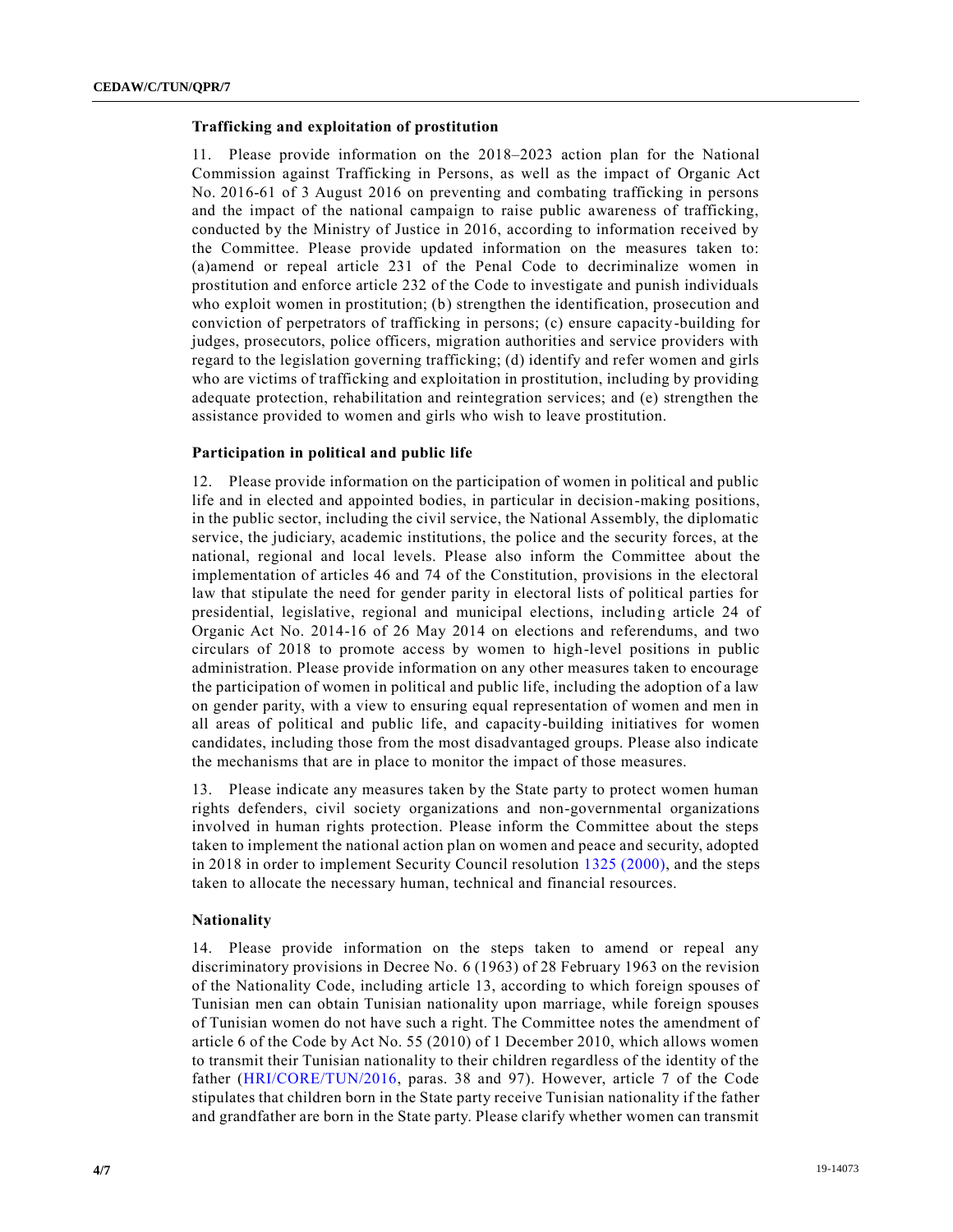### Trafficking and exploitation of prostitution

11. Please provide information on the 2018–2023 action plan for the National Commission against Trafficking in Persons, as well as the impact of Organic Act No. 2016-61 of 3 August 2016 on preventing and combating trafficking in persons and the impact of the national campaign to raise public awareness of trafficking, conducted by the Ministry of Justice in 2016, according to information received by the Committee. Please provide updated information on the measures taken to: (a)amend or repeal article 231 of the Penal Code to decriminalize women in prostitution and enforce article 232 of the Code to investigate and punish individuals who exploit women in prostitution; (b) strengthen the identification, prosecution and conviction of perpetrators of trafficking in persons; (c) ensure capacity-building for judges, prosecutors, police officers, migration authorities and service providers with regard to the legislation governing trafficking; (d) identify and refer women and girls who are victims of trafficking and exploitation in prostitution, including by providing adequate protection, rehabilitation and reintegration services; and (e) strengthen the assistance provided to women and girls who wish to leave prostitution.

### Participation in political and public life

12. Please provide information on the participation of women in political and public life and in elected and appointed bodies, in particular in decision-making positions, in the public sector, including the civil service, the National Assembly, the diplomatic service, the judiciary, academic institutions, the police and the security forces, at the national, regional and local levels. Please also inform the Committee about the implementation of articles 46 and 74 of the Constitution, provisions in the electoral law that stipulate the need for gender parity in electoral lists of political parties for presidential, legislative, regional and municipal elections, including article 24 of Organic Act No. 2014-16 of 26 May 2014 on elections and referendums, and two circulars of 2018 to promote access by women to high-level positions in public administration. Please provide information on any other measures taken to encourage the participation of women in political and public life, including the adoption of a law on gender parity, with a view to ensuring equal representation of women and men in all areas of political and public life, and capacity-building initiatives for women candidates, including those from the most disadvantaged groups. Please also indicate the mechanisms that are in place to monitor the impact of those measures.

13. Please indicate any measures taken by the State party to protect women human rights defenders, civil society organizations and non-governmental organizations involved in human rights protection. Please inform the Committee about the steps taken to implement the national action plan on women and peace and security, adopted in 2018 in order to implement Security Council resolution 1325 (2000), and the steps taken to allocate the necessary human, technical and financial resources.

### Nationality

14. Please provide information on the steps taken to amend or repeal any discriminatory provisions in Decree No. 6 (1963) of 28 February 1963 on the revision of the Nationality Code, including article 13, according to which foreign spouses of Tunisian men can obtain Tunisian nationality upon marriage, while foreign spouses of Tunisian women do not have such a right. The Committee notes the amendment of article 6 of the Code by Act No. 55 (2010) of 1 December 2010, which allows women to transmit their Tunisian nationality to their children regardless of the identity of the father (HRI/CORE/TUN/2016, paras. 38 and 97). However, article 7 of the Code stipulates that children born in the State party receive Tunisian nationality if the father and grandfather are born in the State party. Please clarify whether women can transmit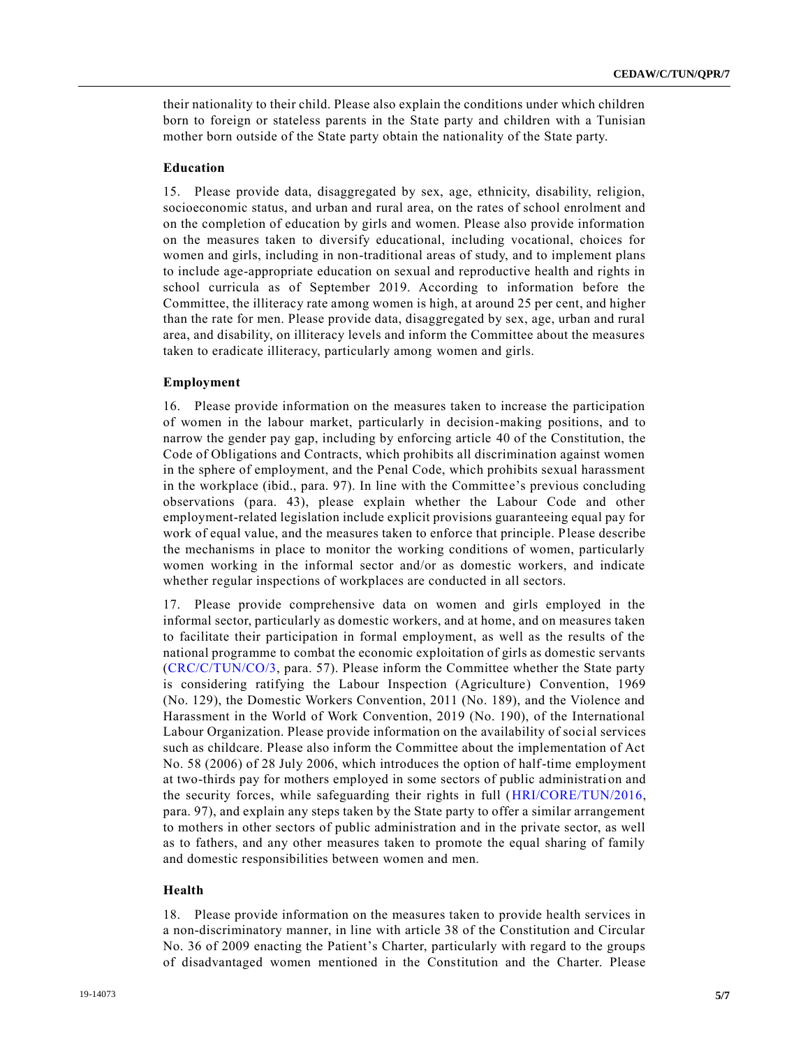their nationality to their child. Please also explain the conditions under which children born to foreign or stateless parents in the State party and children with a Tunisian mother born outside of the State party obtain the nationality of the State party.

### Education

15. Please provide data, disaggregated by sex, age, ethnicity, disability, religion, socioeconomic status, and urban and rural area, on the rates of school enrolment and on the completion of education by girls and women. Please also provide information on the measures taken to diversify educational, including vocational, choices for women and girls, including in non-traditional areas of study, and to implement plans to include age-appropriate education on sexual and reproductive health and rights in school curricula as of September 2019. According to information before the Committee, the illiteracy rate among women is high, at around 25 per cent, and higher than the rate for men. Please provide data, disaggregated by sex, age, urban and rural area, and disability, on illiteracy levels and inform the Committee about the measures taken to eradicate illiteracy, particularly among women and girls.

### Employment

16. Please provide information on the measures taken to increase the participation of women in the labour market, particularly in decision-making positions, and to narrow the gender pay gap, including by enforcing article 40 of the Constitution, the Code of Obligations and Contracts, which prohibits all discrimination against women in the sphere of employment, and the Penal Code, which prohibits sexual harassment in the workplace (ibid., para. 97). In line with the Committee's previous concluding observations (para. 43), please explain whether the Labour Code and other employment-related legislation include explicit provisions guaranteeing equal pay for work of equal value, and the measures taken to enforce that principle. Please describe the mechanisms in place to monitor the working conditions of women, particularly women working in the informal sector and/or as domestic workers, and indicate whether regular inspections of workplaces are conducted in all sectors.

17. Please provide comprehensive data on women and girls employed in the informal sector, particularly as domestic workers, and at home, and on measures taken to facilitate their participation in formal employment, as well as the results of the national programme to combat the economic exploitation of girls as domestic servants (CRC/C/TUN/CO/3, para. 57). Please inform the Committee whether the State party is considering ratifying the Labour Inspection (Agriculture) Convention, 1969 (No. 129), the Domestic Workers Convention, 2011 (No. 189), and the Violence and Harassment in the World of Work Convention, 2019 (No. 190), of the International Labour Organization. Please provide information on the availability of social services such as childcare. Please also inform the Committee about the implementation of Act No. 58 (2006) of 28 July 2006, which introduces the option of half-time employment at two-thirds pay for mothers employed in some sectors of public administration and the security forces, while safeguarding their rights in full (HRI/CORE/TUN/2016, para. 97), and explain any steps taken by the State party to offer a similar arrangement to mothers in other sectors of public administration and in the private sector, as well as to fathers, and any other measures taken to promote the equal sharing of family and domestic responsibilities between women and men.

### Health

18. Please provide information on the measures taken to provide health services in a non-discriminatory manner, in line with article 38 of the Constitution and Circular No. 36 of 2009 enacting the Patient's Charter, particularly with regard to the groups of disadvantaged women mentioned in the Constitution and the Charter. Please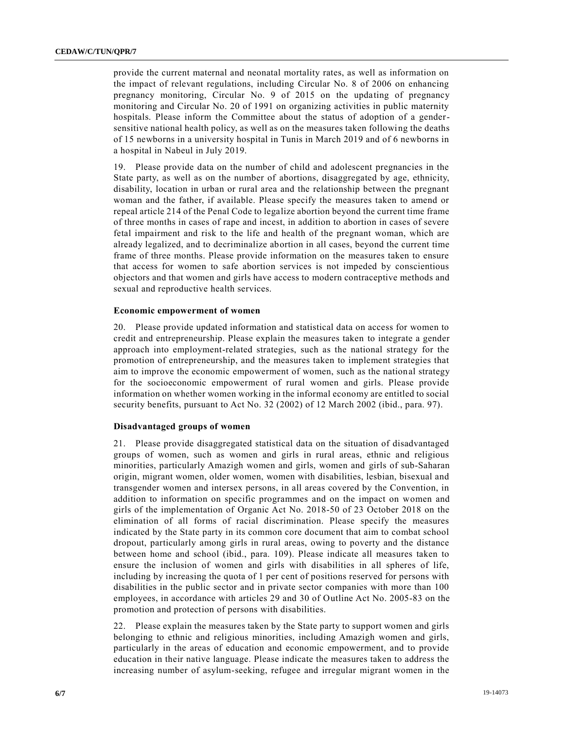provide the current maternal and neonatal mortality rates, as well as information on the impact of relevant regulations, including Circular No. 8 of 2006 on enhancing pregnancy monitoring, Circular No. 9 of 2015 on the updating of pregnancy monitoring and Circular No. 20 of 1991 on organizing activities in public maternity hospitals. Please inform the Committee about the status of adoption of a gender-sensitive national health policy, as well as on the measures taken following the deaths of 15 newborns in a university hospital in Tunis in March 2019 and of 6 newborns in a hospital in Nabeul in July 2019.

19. Please provide data on the number of child and adolescent pregnancies in the State party, as well as on the number of abortions, disaggregated by age, ethnicity, disability, location in urban or rural area and the relationship between the pregnant woman and the father, if available. Please specify the measures taken to amend or repeal article 214 of the Penal Code to legalize abortion beyond the current time frame of three months in cases of rape and incest, in addition to abortion in cases of severe fetal impairment and risk to the life and health of the pregnant woman, which are already legalized, and to decriminalize abortion in all cases, beyond the current time frame of three months. Please provide information on the measures taken to ensure that access for women to safe abortion services is not impeded by conscientious objectors and that women and girls have access to modern contraceptive methods and sexual and reproductive health services.

### Economic empowerment of women

20. Please provide updated information and statistical data on access for women to credit and entrepreneurship. Please explain the measures taken to integrate a gender approach into employment-related strategies, such as the national strategy for the promotion of entrepreneurship, and the measures taken to implement strategies that aim to improve the economic empowerment of women, such as the national strategy for the socioeconomic empowerment of rural women and girls. Please provide information on whether women working in the informal economy are entitled to social security benefits, pursuant to Act No. 32 (2002) of 12 March 2002 (ibid., para. 97).

### Disadvantaged groups of women

21. Please provide disaggregated statistical data on the situation of disadvantaged groups of women, such as women and girls in rural areas, ethnic and religious minorities, particularly Amazigh women and girls, women and girls of sub-Saharan origin, migrant women, older women, women with disabilities, lesbian, bisexual and transgender women and intersex persons, in all areas covered by the Convention, in addition to information on specific programmes and on the impact on women and girls of the implementation of Organic Act No. 2018-50 of 23 October 2018 on the elimination of all forms of racial discrimination. Please specify the measures indicated by the State party in its common core document that aim to combat school dropout, particularly among girls in rural areas, owing to poverty and the distance between home and school (ibid., para. 109). Please indicate all measures taken to ensure the inclusion of women and girls with disabilities in all spheres of life, including by increasing the quota of 1 per cent of positions reserved for persons with disabilities in the public sector and in private sector companies with more than 100 employees, in accordance with articles 29 and 30 of Outline Act No. 2005-83 on the promotion and protection of persons with disabilities.

22. Please explain the measures taken by the State party to support women and girls belonging to ethnic and religious minorities, including Amazigh women and girls, particularly in the areas of education and economic empowerment, and to provide education in their native language. Please indicate the measures taken to address the increasing number of asylum-seeking, refugee and irregular migrant women in the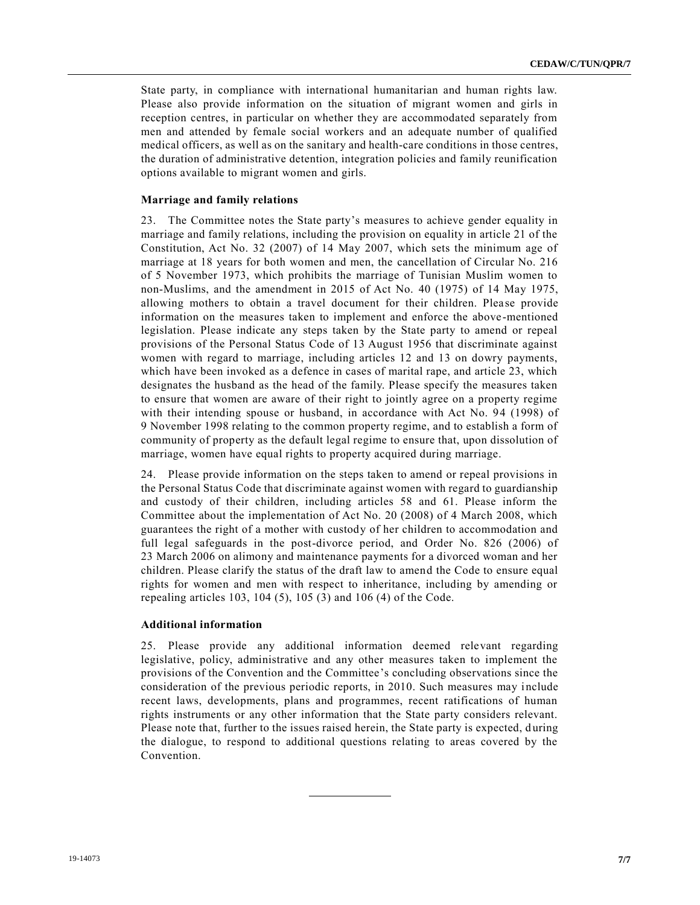State party, in compliance with international humanitarian and human rights law. Please also provide information on the situation of migrant women and girls in reception centres, in particular on whether they are accommodated separately from men and attended by female social workers and an adequate number of qualified medical officers, as well as on the sanitary and health-care conditions in those centres, the duration of administrative detention, integration policies and family reunification options available to migrant women and girls.

### Marriage and family relations

23. The Committee notes the State party's measures to achieve gender equality in marriage and family relations, including the provision on equality in article 21 of the Constitution, Act No. 32 (2007) of 14 May 2007, which sets the minimum age of marriage at 18 years for both women and men, the cancellation of Circular No. 216 of 5 November 1973, which prohibits the marriage of Tunisian Muslim women to non-Muslims, and the amendment in 2015 of Act No. 40 (1975) of 14 May 1975, allowing mothers to obtain a travel document for their children. Please provide information on the measures taken to implement and enforce the above-mentioned legislation. Please indicate any steps taken by the State party to amend or repeal provisions of the Personal Status Code of 13 August 1956 that discriminate against women with regard to marriage, including articles 12 and 13 on dowry payments, which have been invoked as a defence in cases of marital rape, and article 23, which designates the husband as the head of the family. Please specify the measures taken to ensure that women are aware of their right to jointly agree on a property regime with their intending spouse or husband, in accordance with Act No. 94 (1998) of 9 November 1998 relating to the common property regime, and to establish a form of community of property as the default legal regime to ensure that, upon dissolution of marriage, women have equal rights to property acquired during marriage.

24. Please provide information on the steps taken to amend or repeal provisions in the Personal Status Code that discriminate against women with regard to guardianship and custody of their children, including articles 58 and 61. Please inform the Committee about the implementation of Act No. 20 (2008) of 4 March 2008, which guarantees the right of a mother with custody of her children to accommodation and full legal safeguards in the post-divorce period, and Order No. 826 (2006) of 23 March 2006 on alimony and maintenance payments for a divorced woman and her children. Please clarify the status of the draft law to amend the Code to ensure equal rights for women and men with respect to inheritance, including by amending or repealing articles 103, 104 (5), 105 (3) and 106 (4) of the Code.

### Additional information

25. Please provide any additional information deemed relevant regarding legislative, policy, administrative and any other measures taken to implement the provisions of the Convention and the Committee's concluding observations since the consideration of the previous periodic reports, in 2010. Such measures may include recent laws, developments, plans and programmes, recent ratifications of human rights instruments or any other information that the State party considers relevant. Please note that, further to the issues raised herein, the State party is expected, during the dialogue, to respond to additional questions relating to areas covered by the Convention.